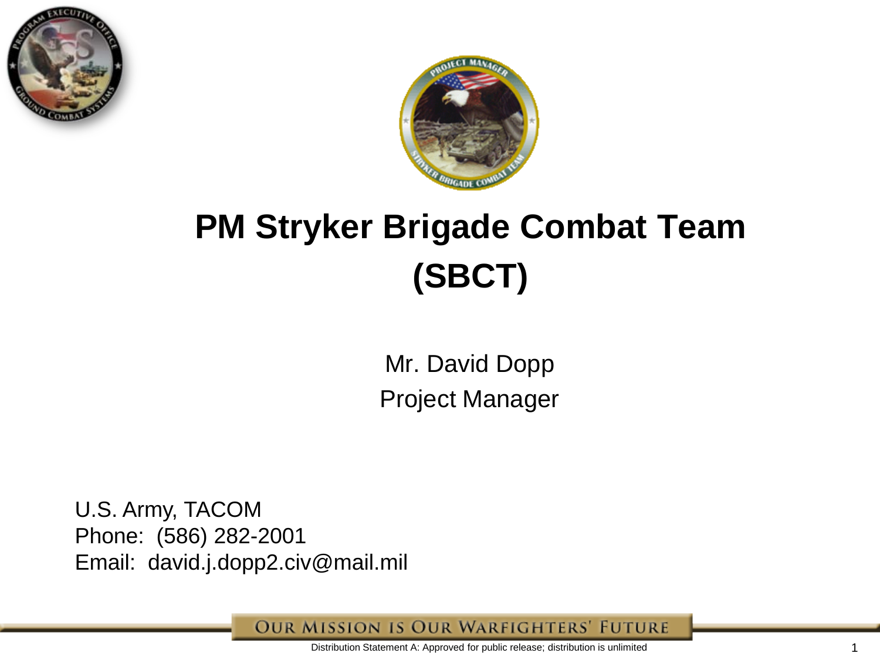# PM Stryker Brigade Combat Team (SBCT)

Mr. David Dopp
Project Manager

U.S. Army, TACOM
Phone: (586) 282-2001
Email: david.j.dopp2.civ@mail.mil

OUR MISSION IS OUR WARFIGHTERS' FUTURE

Distribution Statement A: Approved for public release; distribution is unlimited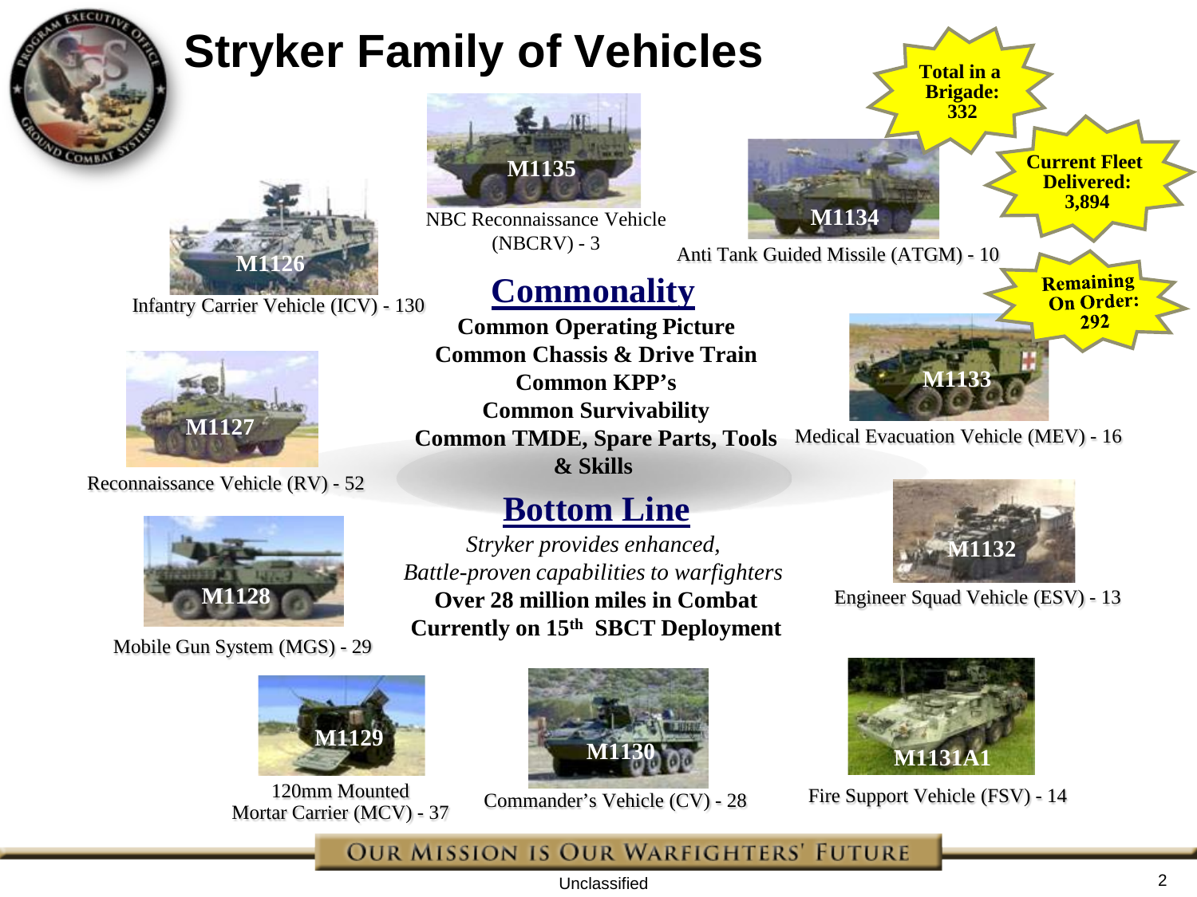# Stryker Family of Vehicles

**Total in a Brigade: 332**

**Current Fleet Delivered: 3,894**

**Remaining On Order: 292**

M1126 — Infantry Carrier Vehicle (ICV) - 130

M1135 — NBC Reconnaissance Vehicle (NBCRV) - 3

M1134 — Anti Tank Guided Missile (ATGM) - 10

M1127 — Reconnaissance Vehicle (RV) - 52

M1133 — Medical Evacuation Vehicle (MEV) - 16

M1128 — Mobile Gun System (MGS) - 29

M1132 — Engineer Squad Vehicle (ESV) - 13

M1129 — 120mm Mounted Mortar Carrier (MCV) - 37

M1130 — Commander's Vehicle (CV) - 28

M1131A1 — Fire Support Vehicle (FSV) - 14

## Commonality

**Common Operating Picture**
**Common Chassis & Drive Train**
**Common KPP's**
**Common Survivability**
**Common TMDE, Spare Parts, Tools & Skills**

## Bottom Line

*Stryker provides enhanced, Battle-proven capabilities to warfighters*

**Over 28 million miles in Combat**

**Currently on 15th SBCT Deployment**

OUR MISSION IS OUR WARFIGHTERS' FUTURE

Unclassified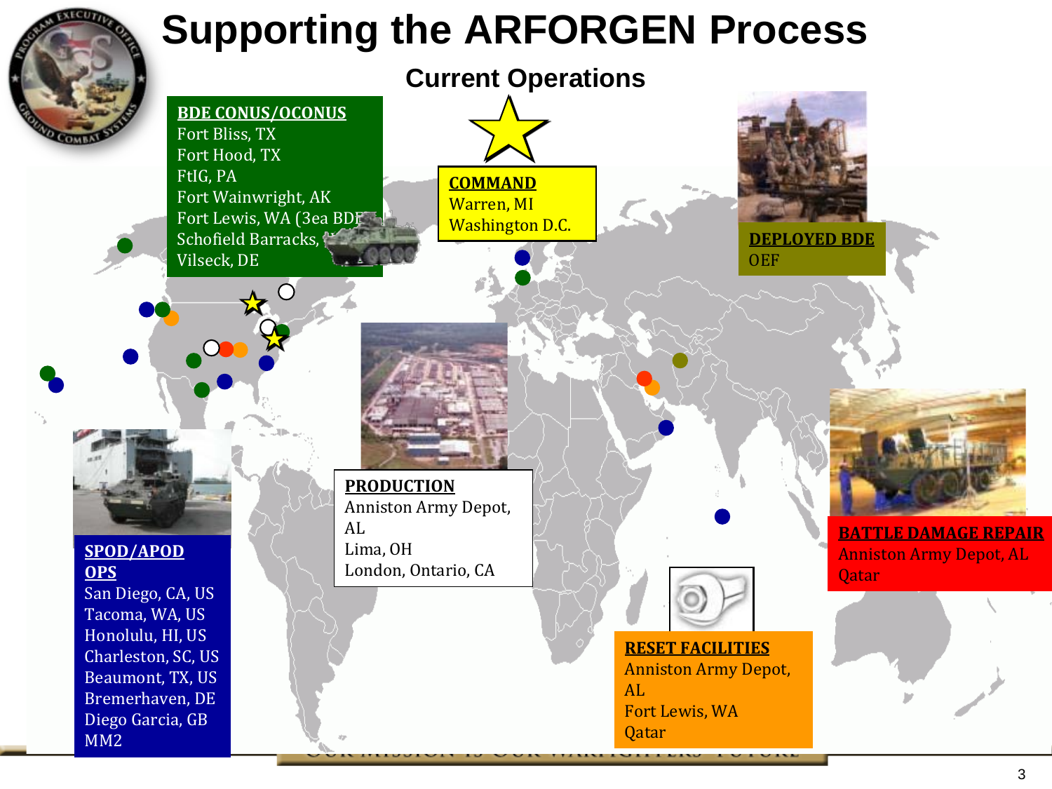# Supporting the ARFORGEN Process

## Current Operations

**BDE CONUS/OCONUS**
Fort Bliss, TX
Fort Hood, TX
FtIG, PA
Fort Wainwright, AK
Fort Lewis, WA (3ea BDE)
Schofield Barracks,
Vilseck, DE

**COMMAND**
Warren, MI
Washington D.C.

**DEPLOYED BDE**
OEF

**PRODUCTION**
Anniston Army Depot, AL
Lima, OH
London, Ontario, CA

**SPOD/APOD OPS**
San Diego, CA, US
Tacoma, WA, US
Honolulu, HI, US
Charleston, SC, US
Beaumont, TX, US
Bremerhaven, DE
Diego Garcia, GB
MM2

**BATTLE DAMAGE REPAIR**
Anniston Army Depot, AL
Qatar

**RESET FACILITIES**
Anniston Army Depot, AL
Fort Lewis, WA
Qatar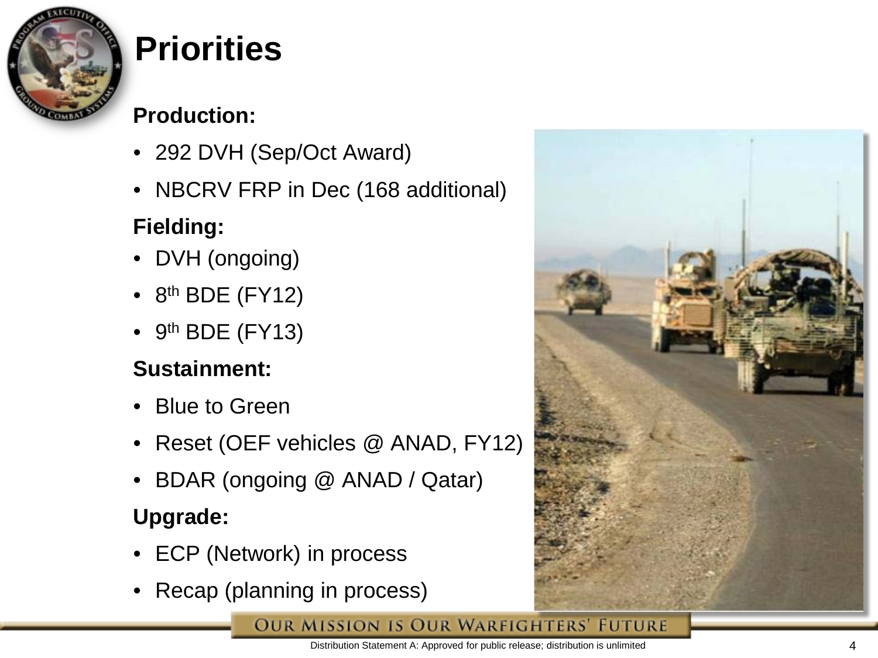# Priorities

**Production:**

- 292 DVH (Sep/Oct Award)
- NBCRV FRP in Dec (168 additional)

**Fielding:**

- DVH (ongoing)
- 8th BDE (FY12)
- 9th BDE (FY13)

**Sustainment:**

- Blue to Green
- Reset (OEF vehicles @ ANAD, FY12)
- BDAR (ongoing @ ANAD / Qatar)

**Upgrade:**

- ECP (Network) in process
- Recap (planning in process)

OUR MISSION IS OUR WARFIGHTERS' FUTURE

Distribution Statement A: Approved for public release; distribution is unlimited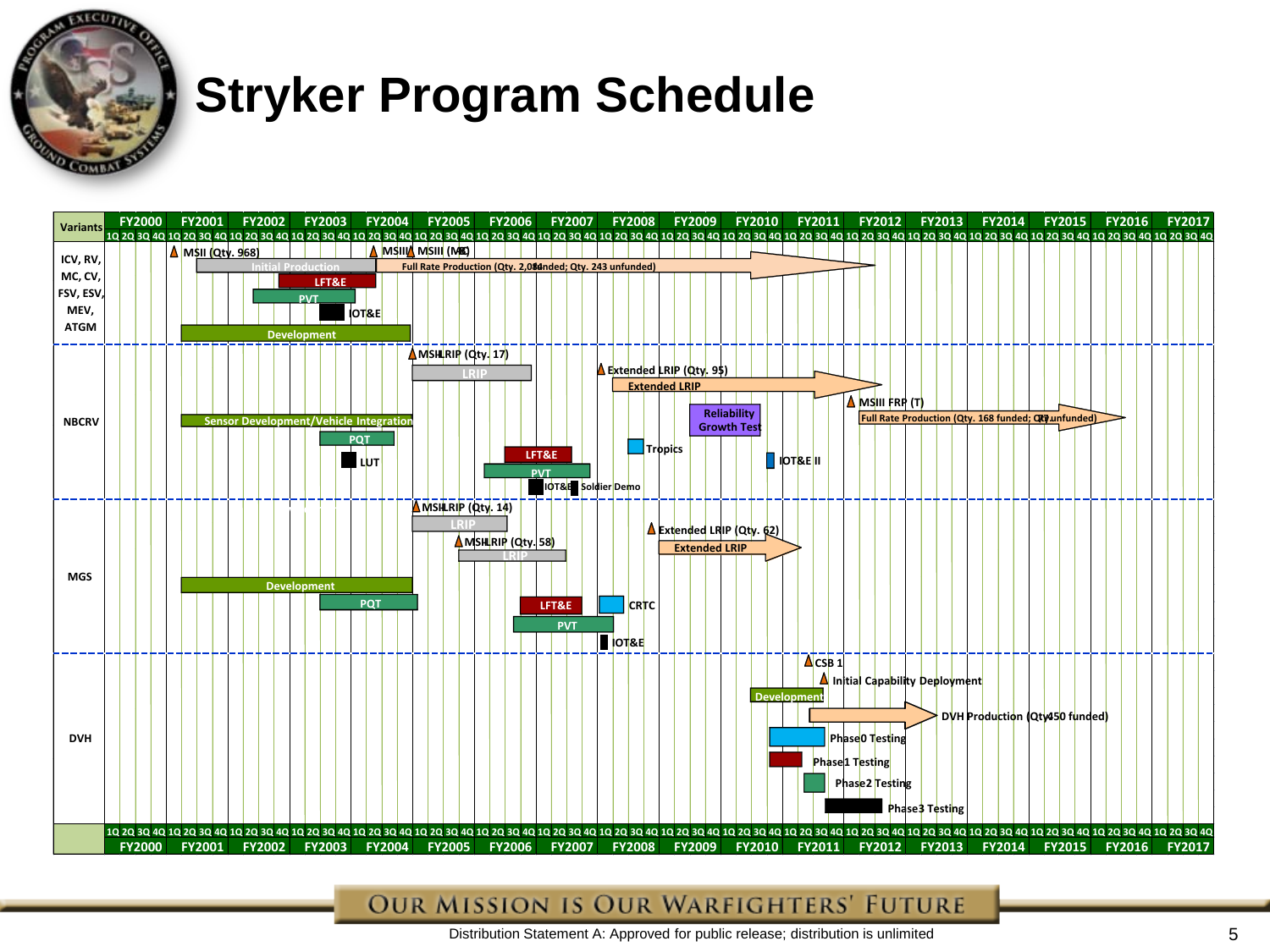# Stryker Program Schedule

| Variants | Schedule items (FY2000–FY2017) |
|---|---|
| ICV, RV, MC, CV, FSV, ESV, MEV, ATGM | MSII (Qty. 968); MSIII / MSIII (MC); Initial Production; Full Rate Production (Qty. 2,0?? funded; Qty. 243 unfunded); LFT&E; PVT; IOT&E; Development |
| NBCRV | MSII LRIP (Qty. 17); LRIP; Extended LRIP (Qty. 95); Extended LRIP; MSIII FRP (T); Full Rate Production (Qty. 168 funded; Qty. ?? unfunded); Reliability Growth Test; Sensor Development/Vehicle Integration; PQT; LUT; LFT&E; Tropics; IOT&E II; PVT; IOT&E; Soldier Demo |
| MGS | MSII LRIP (Qty. 14); LRIP; MSII LRIP (Qty. 58); LRIP; Extended LRIP (Qty. 62); Extended LRIP; Development; PQT; LFT&E; CRTC; PVT; IOT&E |
| DVH | CSB 1; Initial Capability Deployment; Development; DVH Production (Qty 450 funded); Phase0 Testing; Phase1 Testing; Phase2 Testing; Phase3 Testing |

OUR MISSION IS OUR WARFIGHTERS' FUTURE

Distribution Statement A: Approved for public release; distribution is unlimited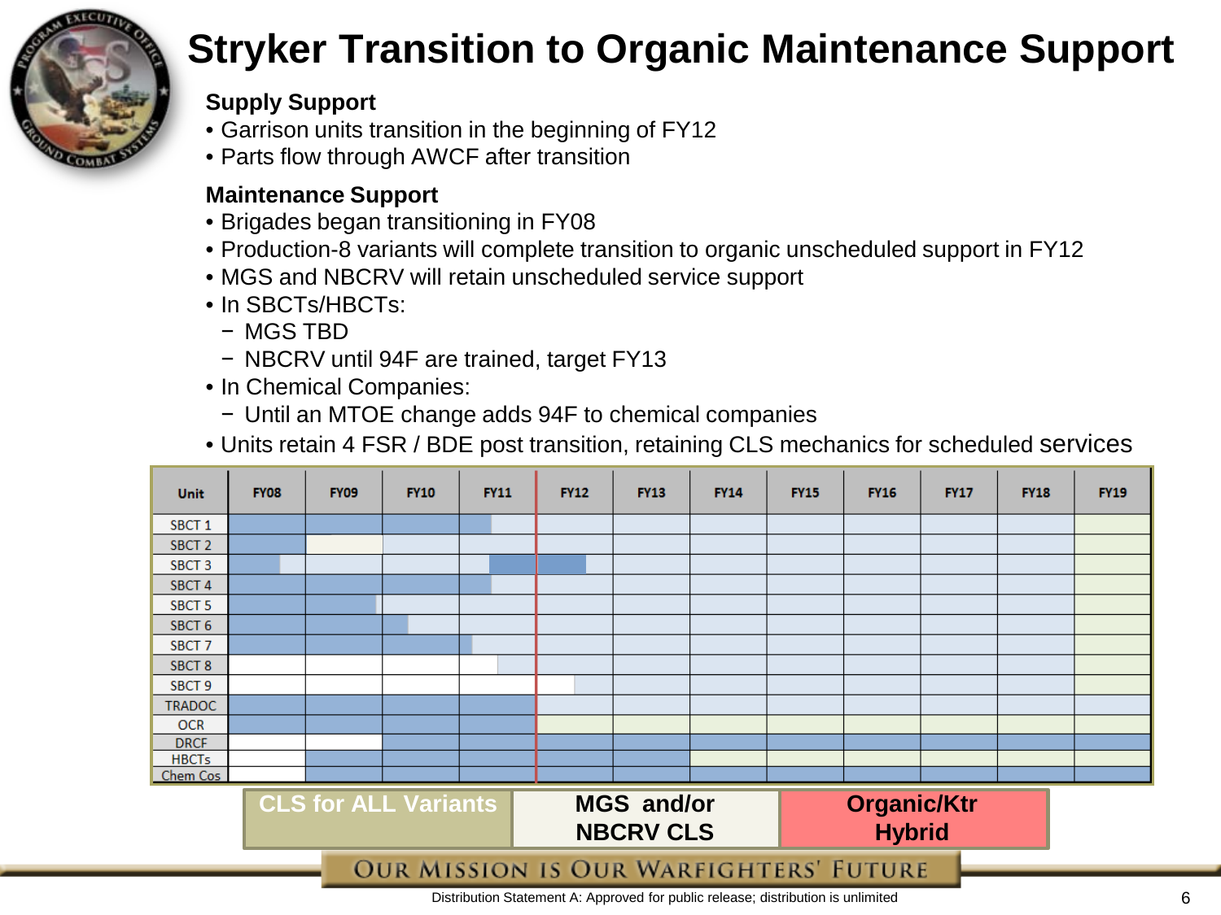# Stryker Transition to Organic Maintenance Support

**Supply Support**

- Garrison units transition in the beginning of FY12
- Parts flow through AWCF after transition

**Maintenance Support**

- Brigades began transitioning in FY08
- Production-8 variants will complete transition to organic unscheduled support in FY12
- MGS and NBCRV will retain unscheduled service support
- In SBCTs/HBCTs:
  - MGS TBD
  - NBCRV until 94F are trained, target FY13
- In Chemical Companies:
  - Until an MTOE change adds 94F to chemical companies
- Units retain 4 FSR / BDE post transition, retaining CLS mechanics for scheduled services

| Unit | FY08 | FY09 | FY10 | FY11 | FY12 | FY13 | FY14 | FY15 | FY16 | FY17 | FY18 | FY19 |
|---|---|---|---|---|---|---|---|---|---|---|---|---|
| SBCT 1 | | | | | | | | | | | | |
| SBCT 2 | | | | | | | | | | | | |
| SBCT 3 | | | | | | | | | | | | |
| SBCT 4 | | | | | | | | | | | | |
| SBCT 5 | | | | | | | | | | | | |
| SBCT 6 | | | | | | | | | | | | |
| SBCT 7 | | | | | | | | | | | | |
| SBCT 8 | | | | | | | | | | | | |
| SBCT 9 | | | | | | | | | | | | |
| TRADOC | | | | | | | | | | | | |
| OCR | | | | | | | | | | | | |
| DRCF | | | | | | | | | | | | |
| HBCTs | | | | | | | | | | | | |
| Chem Cos | | | | | | | | | | | | |

CLS for ALL Variants | MGS and/or NBCRV CLS | Organic/Ktr Hybrid

OUR MISSION IS OUR WARFIGHTERS' FUTURE

Distribution Statement A: Approved for public release; distribution is unlimited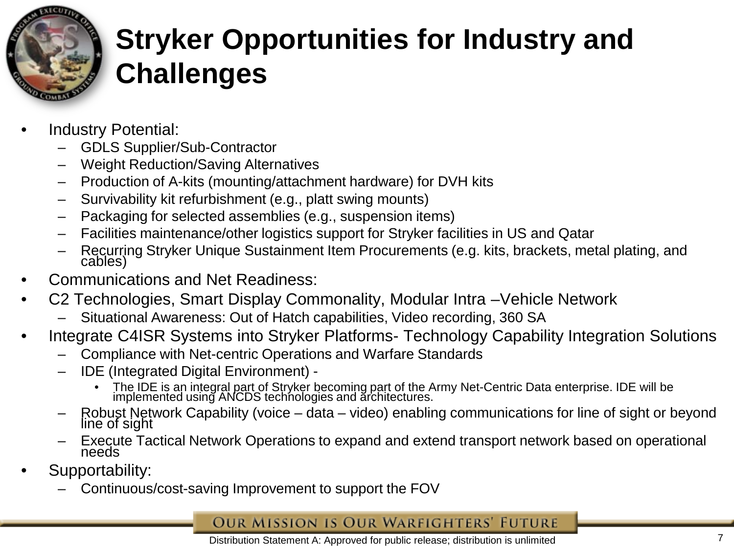# Stryker Opportunities for Industry and Challenges

- Industry Potential:
  - GDLS Supplier/Sub-Contractor
  - Weight Reduction/Saving Alternatives
  - Production of A-kits (mounting/attachment hardware) for DVH kits
  - Survivability kit refurbishment (e.g., platt swing mounts)
  - Packaging for selected assemblies (e.g., suspension items)
  - Facilities maintenance/other logistics support for Stryker facilities in US and Qatar
  - Recurring Stryker Unique Sustainment Item Procurements (e.g. kits, brackets, metal plating, and cables)
- Communications and Net Readiness:
- C2 Technologies, Smart Display Commonality, Modular Intra –Vehicle Network
  - Situational Awareness: Out of Hatch capabilities, Video recording, 360 SA
- Integrate C4ISR Systems into Stryker Platforms- Technology Capability Integration Solutions
  - Compliance with Net-centric Operations and Warfare Standards
  - IDE (Integrated Digital Environment) -
    - The IDE is an integral part of Stryker becoming part of the Army Net-Centric Data enterprise. IDE will be implemented using ANCDS technologies and architectures.
  - Robust Network Capability (voice – data – video) enabling communications for line of sight or beyond line of sight
  - Execute Tactical Network Operations to expand and extend transport network based on operational needs
- Supportability:
  - Continuous/cost-saving Improvement to support the FOV

OUR MISSION IS OUR WARFIGHTERS' FUTURE

Distribution Statement A: Approved for public release; distribution is unlimited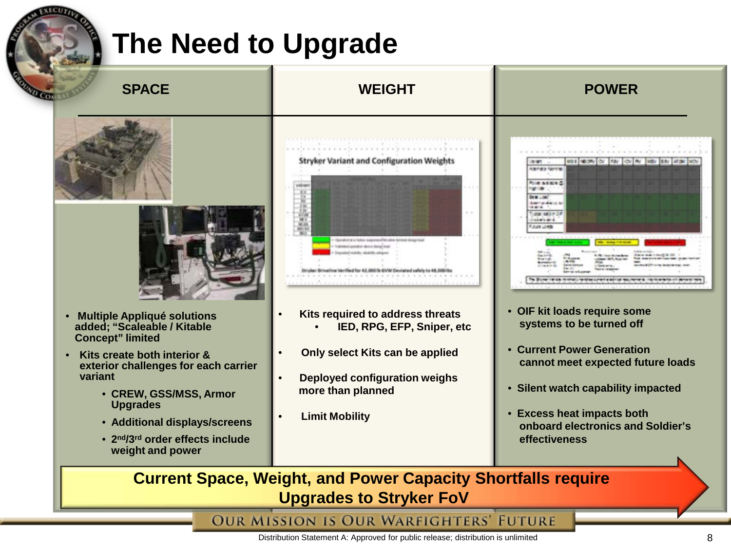# The Need to Upgrade

## SPACE

- Multiple Appliqué solutions added; "Scaleable / Kitable Concept" limited
- Kits create both interior & exterior challenges for each carrier variant
  - CREW, GSS/MSS, Armor Upgrades
  - Additional displays/screens
  - 2nd/3rd order effects include weight and power

## WEIGHT

Stryker Variant and Configuration Weights

- Kits required to address threats
  - IED, RPG, EFP, Sniper, etc
- Only select Kits can be applied
- Deployed configuration weighs more than planned
- Limit Mobility

## POWER

- OIF kit loads require some systems to be turned off
- Current Power Generation cannot meet expected future loads
- Silent watch capability impacted
- Excess heat impacts both onboard electronics and Soldier's effectiveness

**Current Space, Weight, and Power Capacity Shortfalls require Upgrades to Stryker FoV**

OUR MISSION IS OUR WARFIGHTERS' FUTURE

Distribution Statement A: Approved for public release; distribution is unlimited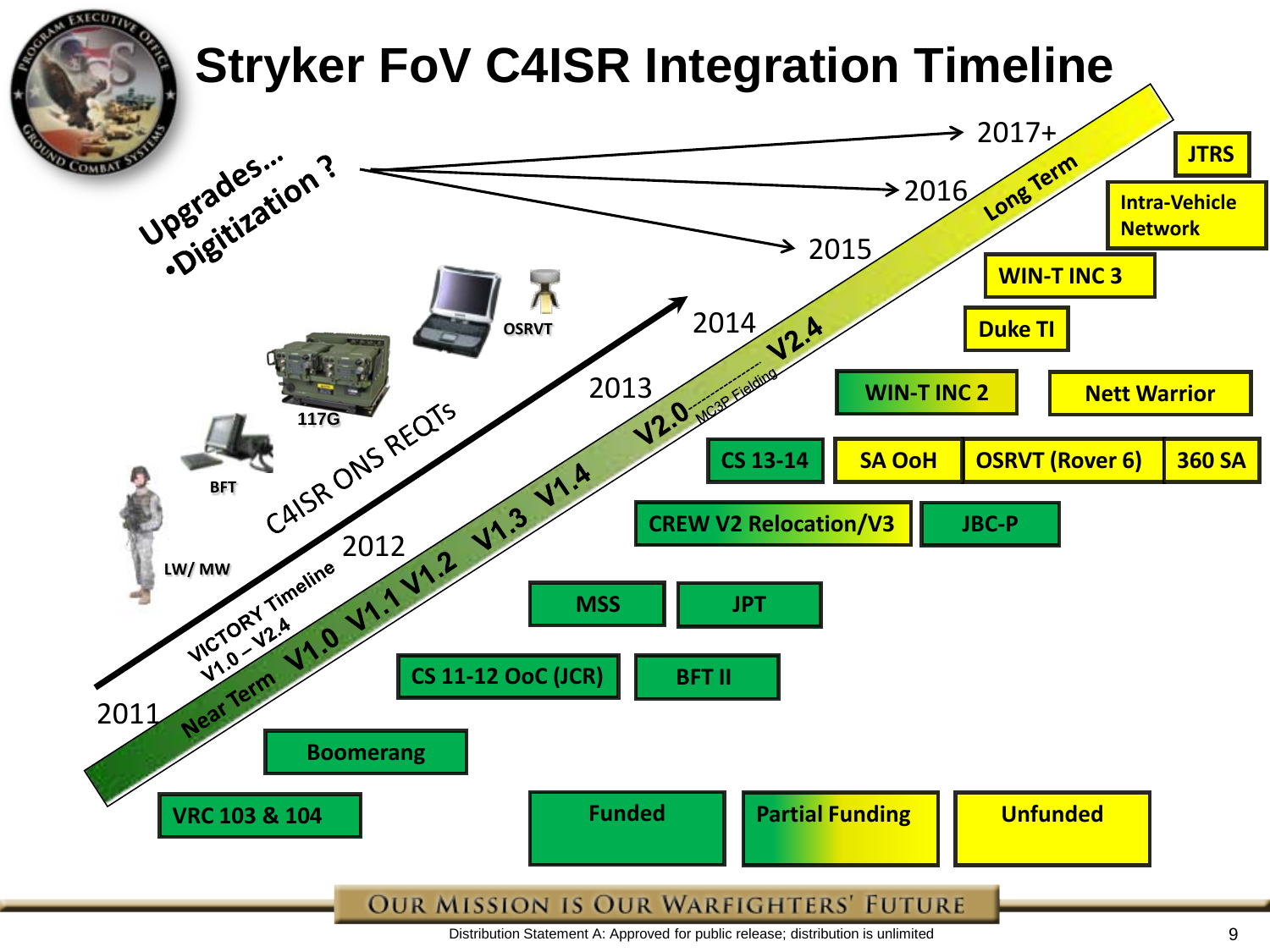# Stryker FoV C4ISR Integration Timeline

Upgrades…
•Digitization ?

- 2017+
- 2016
- 2015
- 2014
- 2013
- 2012
- 2011

C4ISR ONS REQTs

VICTORY Timeline V1.0 – V2.4

Near Term V1.0 V1.1 V1.2 V1.3 V1.4 V2.0 MC3P Fielding V2.4 Long Term

LW/ MW

BFT

117G

OSRVT

- VRC 103 & 104
- Boomerang
- CS 11-12 OoC (JCR)
- BFT II
- MSS
- JPT
- CREW V2 Relocation/V3
- JBC-P
- CS 13-14
- SA OoH
- OSRVT (Rover 6)
- 360 SA
- WIN-T INC 2
- Nett Warrior
- Duke TI
- WIN-T INC 3
- Intra-Vehicle Network
- JTRS

Funded | Partial Funding | Unfunded

Our Mission is Our Warfighters' Future

Distribution Statement A: Approved for public release; distribution is unlimited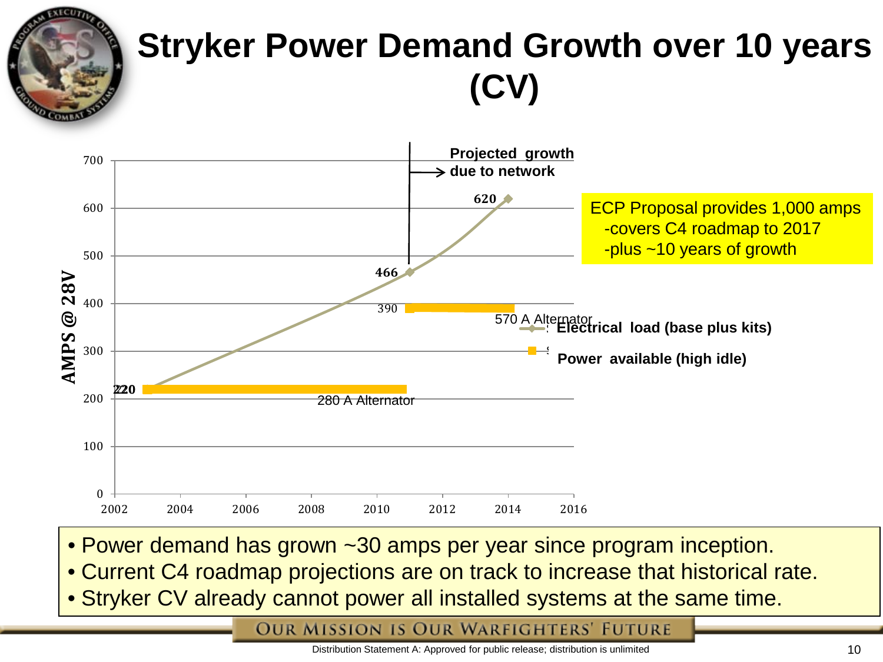# Stryker Power Demand Growth over 10 years (CV)

Projected growth due to network

ECP Proposal provides 1,000 amps
- covers C4 roadmap to 2017
- plus ~10 years of growth

AMPS @ 28V

220, 466, 620, 390

280 A Alternator

570 A Alternator

**Electrical load (base plus kits)**

**Power available (high idle)**

- Power demand has grown ~30 amps per year since program inception.
- Current C4 roadmap projections are on track to increase that historical rate.
- Stryker CV already cannot power all installed systems at the same time.

OUR MISSION IS OUR WARFIGHTERS' FUTURE

Distribution Statement A: Approved for public release; distribution is unlimited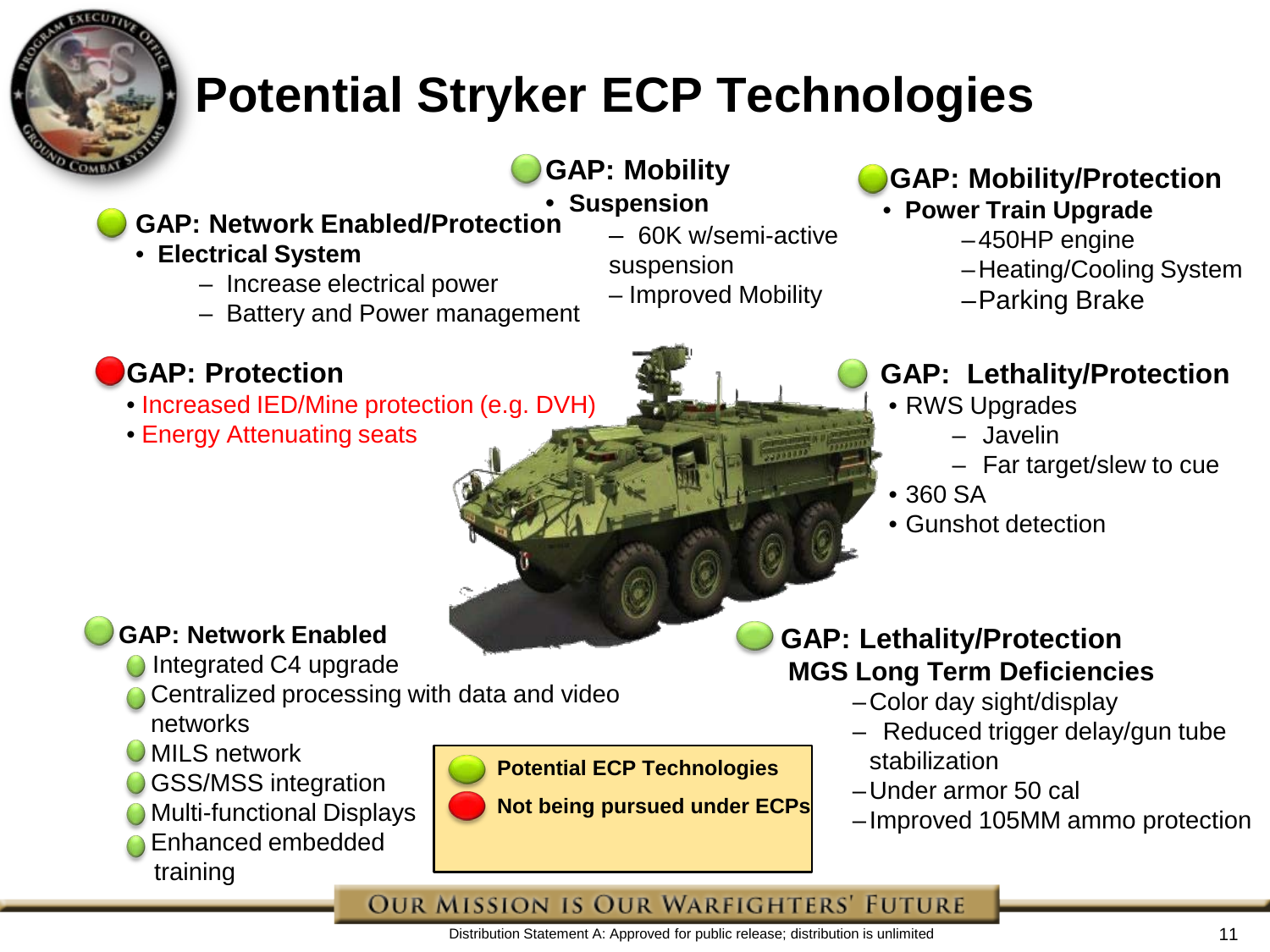# Potential Stryker ECP Technologies

## GAP: Network Enabled/Protection

- **Electrical System**
  - Increase electrical power
  - Battery and Power management

## GAP: Mobility

- **Suspension**
  - 60K w/semi-active suspension
  - Improved Mobility

## GAP: Mobility/Protection

- **Power Train Upgrade**
  - 450HP engine
  - Heating/Cooling System
  - Parking Brake

## GAP: Protection

- Increased IED/Mine protection (e.g. DVH)
- Energy Attenuating seats

## GAP: Lethality/Protection

- RWS Upgrades
  - Javelin
  - Far target/slew to cue
- 360 SA
- Gunshot detection

## GAP: Network Enabled

- Integrated C4 upgrade
- Centralized processing with data and video networks
- MILS network
- GSS/MSS integration
- Multi-functional Displays
- Enhanced embedded training

## GAP: Lethality/Protection

**MGS Long Term Deficiencies**

- Color day sight/display
- Reduced trigger delay/gun tube stabilization
- Under armor 50 cal
- Improved 105MM ammo protection

**Legend:**

- Green: **Potential ECP Technologies**
- Red: **Not being pursued under ECPs**

OUR MISSION IS OUR WARFIGHTERS' FUTURE

Distribution Statement A: Approved for public release; distribution is unlimited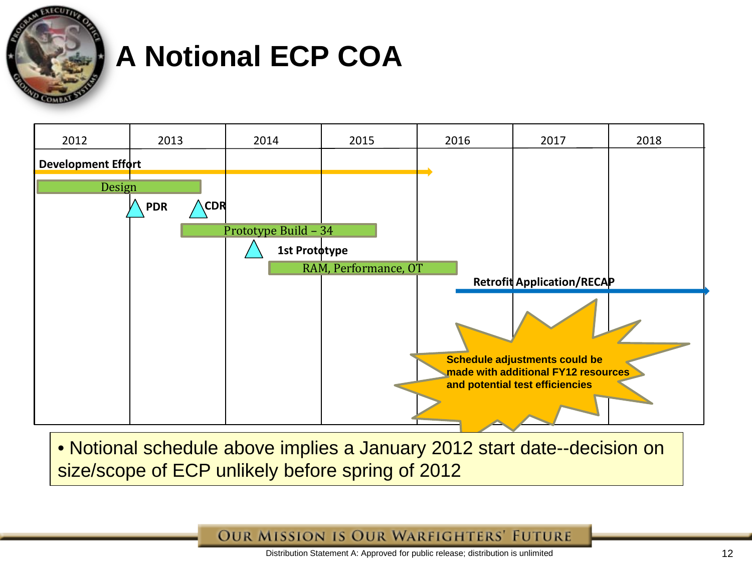# A Notional ECP COA

| 2012 | 2013 | 2014 | 2015 | 2016 | 2017 | 2018 |
|---|---|---|---|---|---|---|

**Development Effort**

- Design
- PDR
- CDR
- Prototype Build – 34
- 1st Prototype
- RAM, Performance, OT

**Retrofit Application/RECAP**

**Schedule adjustments could be made with additional FY12 resources and potential test efficiencies**

- Notional schedule above implies a January 2012 start date--decision on size/scope of ECP unlikely before spring of 2012

Our Mission is Our Warfighters' Future

Distribution Statement A: Approved for public release; distribution is unlimited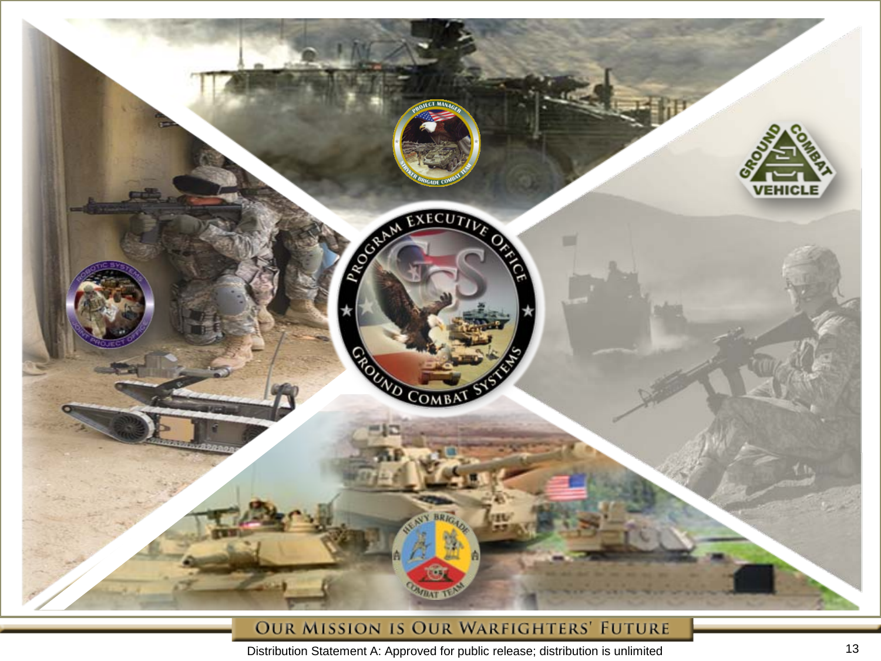Our Mission is Our Warfighters' Future

Distribution Statement A: Approved for public release; distribution is unlimited